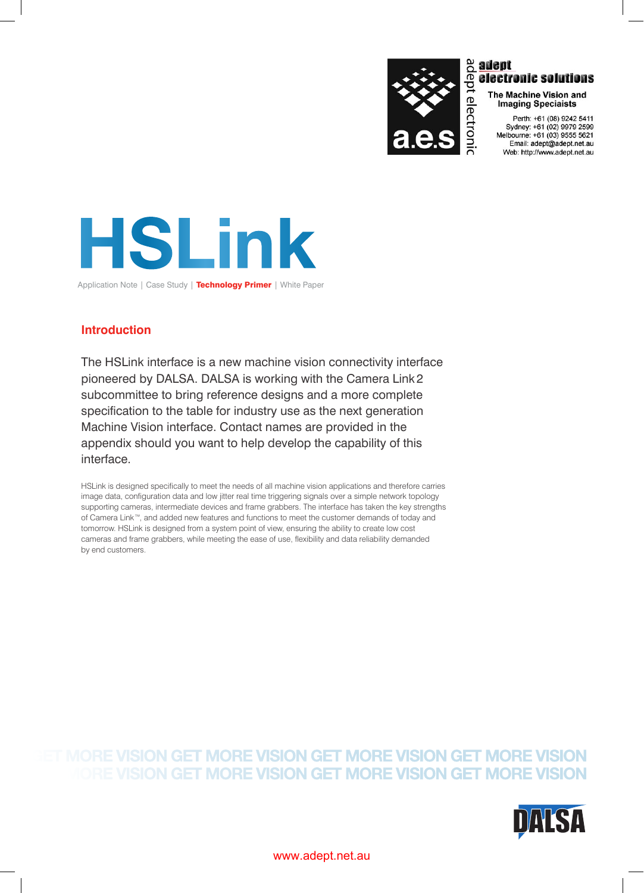adept electronic solutions

The Machine Vision and Imaging Speciaists

Perth: +61 (08) 9242 5411
Sydney: +61 (02) 9979 2599
Melbourne: +61 (03) 9555 5621
Email: adept@adept.net.au
Web: http://www.adept.net.au

# HSLink

Application Note | Case Study | **Technology Primer** | White Paper

## Introduction

The HSLink interface is a new machine vision connectivity interface pioneered by DALSA. DALSA is working with the Camera Link 2 subcommittee to bring reference designs and a more complete specification to the table for industry use as the next generation Machine Vision interface. Contact names are provided in the appendix should you want to help develop the capability of this interface.

HSLink is designed specifically to meet the needs of all machine vision applications and therefore carries image data, configuration data and low jitter real time triggering signals over a simple network topology supporting cameras, intermediate devices and frame grabbers. The interface has taken the key strengths of Camera Link™, and added new features and functions to meet the customer demands of today and tomorrow. HSLink is designed from a system point of view, ensuring the ability to create low cost cameras and frame grabbers, while meeting the ease of use, flexibility and data reliability demanded by end customers.

GET MORE VISION GET MORE VISION GET MORE VISION GET MORE VISION
MORE VISION GET MORE VISION GET MORE VISION GET MORE VISION

DALSA

www.adept.net.au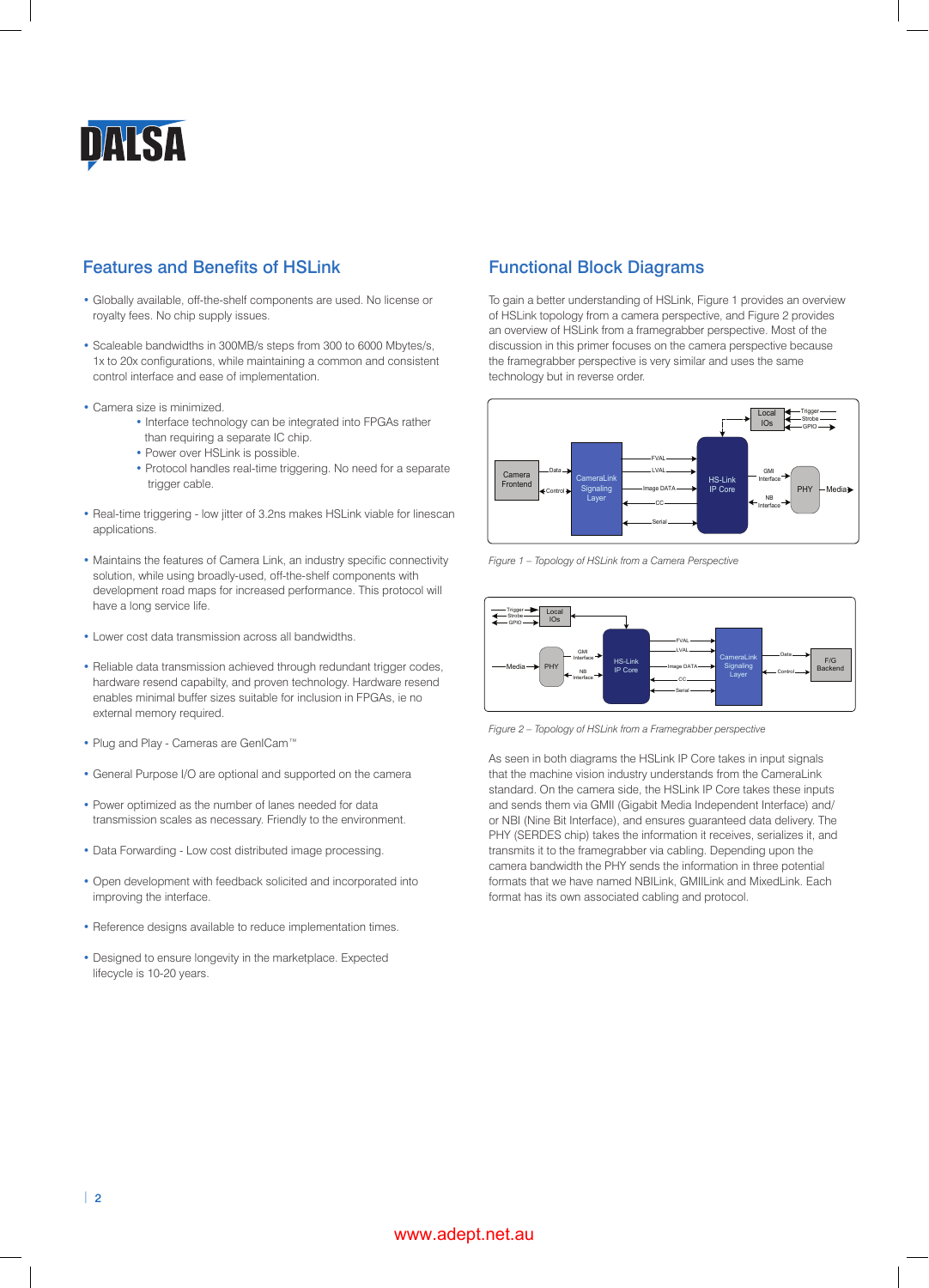## Features and Benefits of HSLink

- Globally available, off-the-shelf components are used. No license or royalty fees. No chip supply issues.
- Scaleable bandwidths in 300MB/s steps from 300 to 6000 Mbytes/s, 1x to 20x configurations, while maintaining a common and consistent control interface and ease of implementation.
- Camera size is minimized.
  - Interface technology can be integrated into FPGAs rather than requiring a separate IC chip.
  - Power over HSLink is possible.
  - Protocol handles real-time triggering. No need for a separate trigger cable.
- Real-time triggering - low jitter of 3.2ns makes HSLink viable for linescan applications.
- Maintains the features of Camera Link, an industry specific connectivity solution, while using broadly-used, off-the-shelf components with development road maps for increased performance. This protocol will have a long service life.
- Lower cost data transmission across all bandwidths.
- Reliable data transmission achieved through redundant trigger codes, hardware resend capabilty, and proven technology. Hardware resend enables minimal buffer sizes suitable for inclusion in FPGAs, ie no external memory required.
- Plug and Play - Cameras are GenICam™
- General Purpose I/O are optional and supported on the camera
- Power optimized as the number of lanes needed for data transmission scales as necessary. Friendly to the environment.
- Data Forwarding - Low cost distributed image processing.
- Open development with feedback solicited and incorporated into improving the interface.
- Reference designs available to reduce implementation times.
- Designed to ensure longevity in the marketplace. Expected lifecycle is 10-20 years.

## Functional Block Diagrams

To gain a better understanding of HSLink, Figure 1 provides an overview of HSLink topology from a camera perspective, and Figure 2 provides an overview of HSLink from a framegrabber perspective. Most of the discussion in this primer focuses on the camera perspective because the framegrabber perspective is very similar and uses the same technology but in reverse order.

*Figure 1 – Topology of HSLink from a Camera Perspective*

*Figure 2 – Topology of HSLink from a Framegrabber perspective*

As seen in both diagrams the HSLink IP Core takes in input signals that the machine vision industry understands from the CameraLink standard. On the camera side, the HSLink IP Core takes these inputs and sends them via GMII (Gigabit Media Independent Interface) and/or NBI (Nine Bit Interface), and ensures guaranteed data delivery. The PHY (SERDES chip) takes the information it receives, serializes it, and transmits it to the framegrabber via cabling. Depending upon the camera bandwidth the PHY sends the information in three potential formats that we have named NBILink, GMIILink and MixedLink. Each format has its own associated cabling and protocol.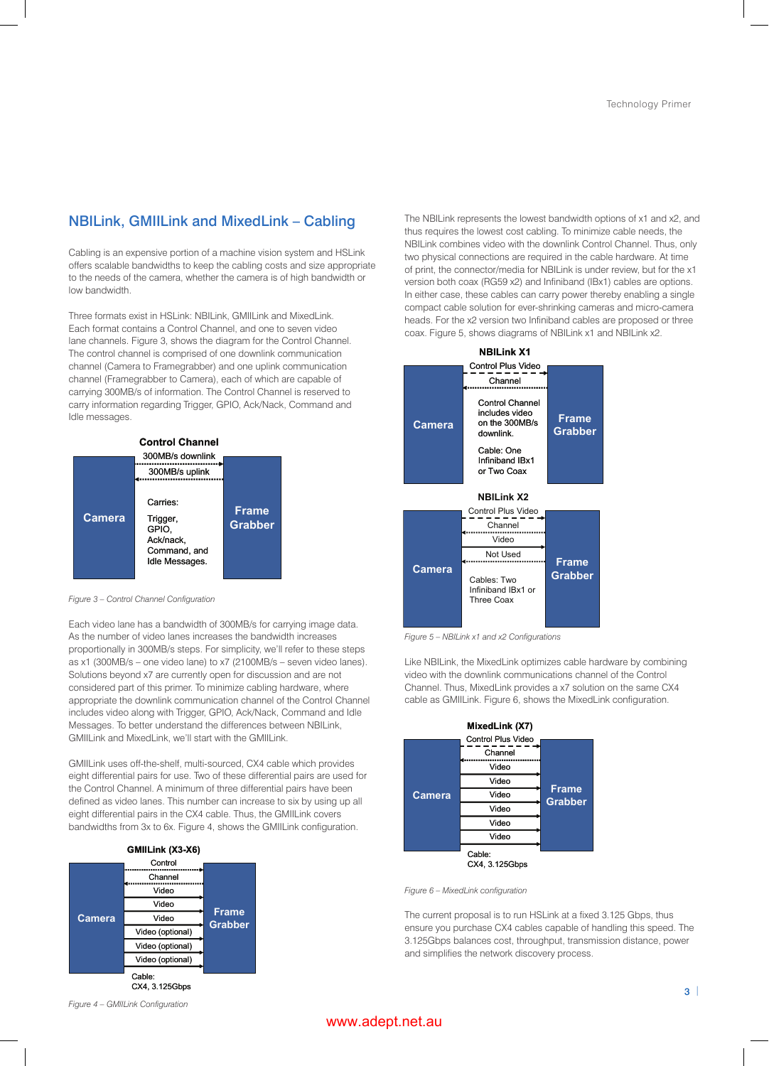## NBILink, GMIILink and MixedLink – Cabling

Cabling is an expensive portion of a machine vision system and HSLink offers scalable bandwidths to keep the cabling costs and size appropriate to the needs of the camera, whether the camera is of high bandwidth or low bandwidth.

Three formats exist in HSLink: NBILink, GMIILink and MixedLink. Each format contains a Control Channel, and one to seven video lane channels. Figure 3, shows the diagram for the Control Channel. The control channel is comprised of one downlink communication channel (Camera to Framegrabber) and one uplink communication channel (Framegrabber to Camera), each of which are capable of carrying 300MB/s of information. The Control Channel is reserved to carry information regarding Trigger, GPIO, Ack/Nack, Command and Idle messages.

**Control Channel**

Camera — 300MB/s downlink / 300MB/s uplink — Frame Grabber

Carries: Trigger, GPIO, Ack/nack, Command, and Idle Messages.

*Figure 3 – Control Channel Configuration*

Each video lane has a bandwidth of 300MB/s for carrying image data. As the number of video lanes increases the bandwidth increases proportionally in 300MB/s steps. For simplicity, we'll refer to these steps as x1 (300MB/s – one video lane) to x7 (2100MB/s – seven video lanes). Solutions beyond x7 are currently open for discussion and are not considered part of this primer. To minimize cabling hardware, where appropriate the downlink communication channel of the Control Channel includes video along with Trigger, GPIO, Ack/Nack, Command and Idle Messages. To better understand the differences between NBILink, GMIILink and MixedLink, we'll start with the GMIILink.

GMIILink uses off-the-shelf, multi-sourced, CX4 cable which provides eight differential pairs for use. Two of these differential pairs are used for the Control Channel. A minimum of three differential pairs have been defined as video lanes. This number can increase to six by using up all eight differential pairs in the CX4 cable. Thus, the GMIILink covers bandwidths from 3x to 6x. Figure 4, shows the GMIILink configuration.

**GMIILink (X3-X6)**

Camera — Control Channel / Video / Video / Video / Video (optional) / Video (optional) / Video (optional) — Frame Grabber

Cable: CX4, 3.125Gbps

*Figure 4 – GMIILink Configuration*

The NBILink represents the lowest bandwidth options of x1 and x2, and thus requires the lowest cost cabling. To minimize cable needs, the NBILink combines video with the downlink Control Channel. Thus, only two physical connections are required in the cable hardware. At time of print, the connector/media for NBILink is under review, but for the x1 version both coax (RG59 x2) and Infiniband (IBx1) cables are options. In either case, these cables can carry power thereby enabling a single compact cable solution for ever-shrinking cameras and micro-camera heads. For the x2 version two Infiniband cables are proposed or three coax. Figure 5, shows diagrams of NBILink x1 and NBILink x2.

**NBILink X1**

Camera — Control Plus Video Channel — Frame Grabber

Control Channel includes video on the 300MB/s downlink.

Cable: One Infiniband IBx1 or Two Coax

**NBILink X2**

Camera — Control Plus Video Channel / Video / Not Used — Frame Grabber

Cables: Two Infiniband IBx1 or Three Coax

*Figure 5 – NBILink x1 and x2 Configurations*

Like NBILink, the MixedLink optimizes cable hardware by combining video with the downlink communications channel of the Control Channel. Thus, MixedLink provides a x7 solution on the same CX4 cable as GMIILink. Figure 6, shows the MixedLink configuration.

**MixedLink (X7)**

Camera — Control Plus Video Channel / Video / Video / Video / Video / Video / Video — Frame Grabber

Cable: CX4, 3.125Gbps

*Figure 6 – MixedLink configuration*

The current proposal is to run HSLink at a fixed 3.125 Gbps, thus ensure you purchase CX4 cables capable of handling this speed. The 3.125Gbps balances cost, throughput, transmission distance, power and simplifies the network discovery process.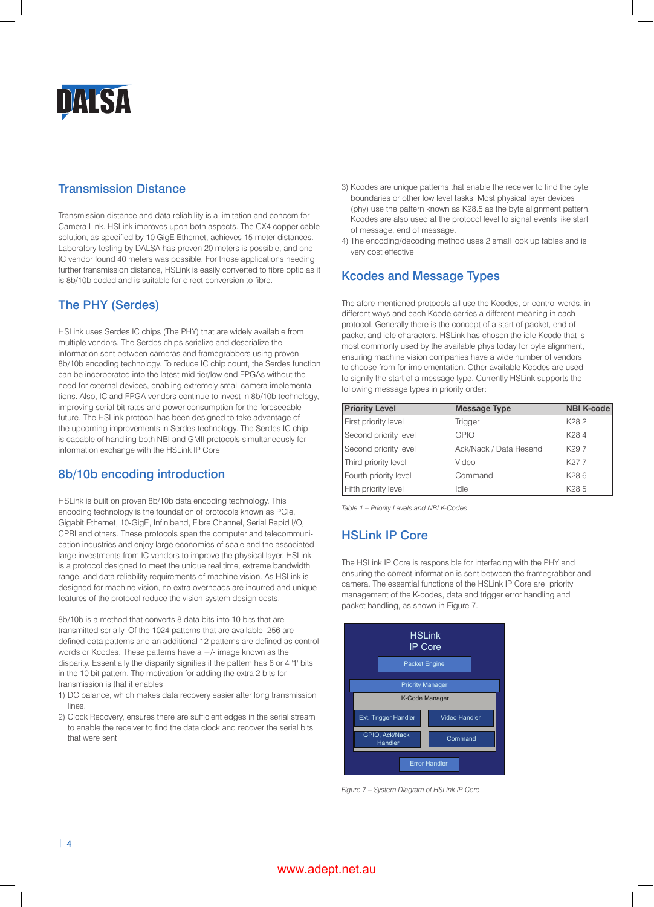## Transmission Distance

Transmission distance and data reliability is a limitation and concern for Camera Link. HSLink improves upon both aspects. The CX4 copper cable solution, as specified by 10 GigE Ethernet, achieves 15 meter distances. Laboratory testing by DALSA has proven 20 meters is possible, and one IC vendor found 40 meters was possible. For those applications needing further transmission distance, HSLink is easily converted to fibre optic as it is 8b/10b coded and is suitable for direct conversion to fibre.

## The PHY (Serdes)

HSLink uses Serdes IC chips (The PHY) that are widely available from multiple vendors. The Serdes chips serialize and deserialize the information sent between cameras and framegrabbers using proven 8b/10b encoding technology. To reduce IC chip count, the Serdes function can be incorporated into the latest mid tier/low end FPGAs without the need for external devices, enabling extremely small camera implementations. Also, IC and FPGA vendors continue to invest in 8b/10b technology, improving serial bit rates and power consumption for the foreseeable future. The HSLink protocol has been designed to take advantage of the upcoming improvements in Serdes technology. The Serdes IC chip is capable of handling both NBI and GMII protocols simultaneously for information exchange with the HSLink IP Core.

## 8b/10b encoding introduction

HSLink is built on proven 8b/10b data encoding technology. This encoding technology is the foundation of protocols known as PCIe, Gigabit Ethernet, 10-GigE, Infiniband, Fibre Channel, Serial Rapid I/O, CPRI and others. These protocols span the computer and telecommunication industries and enjoy large economies of scale and the associated large investments from IC vendors to improve the physical layer. HSLink is a protocol designed to meet the unique real time, extreme bandwidth range, and data reliability requirements of machine vision. As HSLink is designed for machine vision, no extra overheads are incurred and unique features of the protocol reduce the vision system design costs.

8b/10b is a method that converts 8 data bits into 10 bits that are transmitted serially. Of the 1024 patterns that are available, 256 are defined data patterns and an additional 12 patterns are defined as control words or Kcodes. These patterns have a +/- image known as the disparity. Essentially the disparity signifies if the pattern has 6 or 4 '1' bits in the 10 bit pattern. The motivation for adding the extra 2 bits for transmission is that it enables:

1) DC balance, which makes data recovery easier after long transmission lines.
2) Clock Recovery, ensures there are sufficient edges in the serial stream to enable the receiver to find the data clock and recover the serial bits that were sent.
3) Kcodes are unique patterns that enable the receiver to find the byte boundaries or other low level tasks. Most physical layer devices (phy) use the pattern known as K28.5 as the byte alignment pattern. Kcodes are also used at the protocol level to signal events like start of message, end of message.
4) The encoding/decoding method uses 2 small look up tables and is very cost effective.

## Kcodes and Message Types

The afore-mentioned protocols all use the Kcodes, or control words, in different ways and each Kcode carries a different meaning in each protocol. Generally there is the concept of a start of packet, end of packet and idle characters. HSLink has chosen the idle Kcode that is most commonly used by the available phys today for byte alignment, ensuring machine vision companies have a wide number of vendors to choose from for implementation. Other available Kcodes are used to signify the start of a message type. Currently HSLink supports the following message types in priority order:

| Priority Level | Message Type | NBI K-code |
|---|---|---|
| First priority level | Trigger | K28.2 |
| Second priority level | GPIO | K28.4 |
| Second priority level | Ack/Nack / Data Resend | K29.7 |
| Third priority level | Video | K27.7 |
| Fourth priority level | Command | K28.6 |
| Fifth priority level | Idle | K28.5 |

*Table 1 – Priority Levels and NBI K-Codes*

## HSLink IP Core

The HSLink IP Core is responsible for interfacing with the PHY and ensuring the correct information is sent between the framegrabber and camera. The essential functions of the HSLink IP Core are: priority management of the K-codes, data and trigger error handling and packet handling, as shown in Figure 7.

HSLink IP Core

Packet Engine

Priority Manager

K-Code Manager

Ext. Trigger Handler | Video Handler

GPIO, Ack/Nack Handler | Command

Error Handler

*Figure 7 – System Diagram of HSLink IP Core*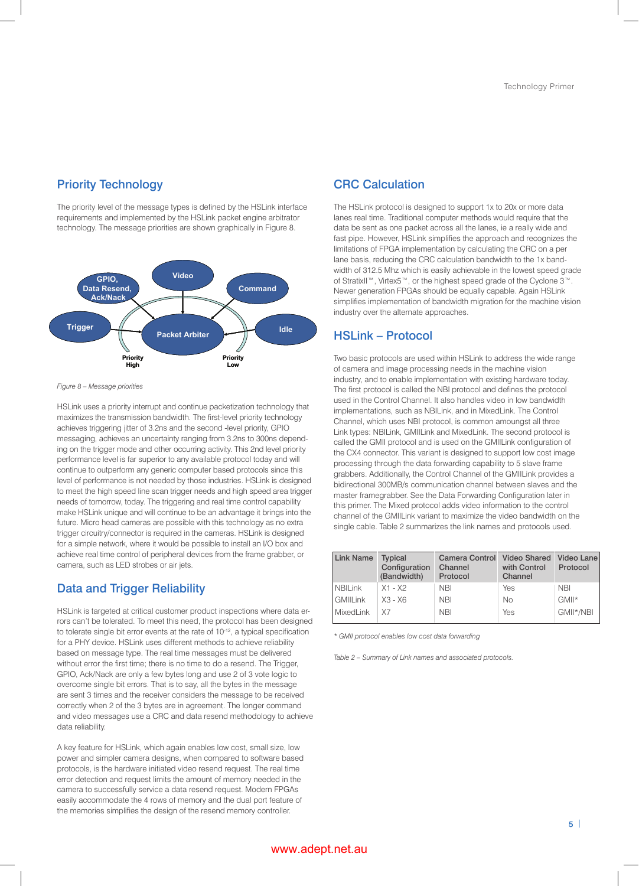## Priority Technology

The priority level of the message types is defined by the HSLink interface requirements and implemented by the HSLink packet engine arbitrator technology. The message priorities are shown graphically in Figure 8.

*Figure 8 – Message priorities*

HSLink uses a priority interrupt and continue packetization technology that maximizes the transmission bandwidth. The first-level priority technology achieves triggering jitter of 3.2ns and the second -level priority, GPIO messaging, achieves an uncertainty ranging from 3.2ns to 300ns depending on the trigger mode and other occurring activity. This 2nd level priority performance level is far superior to any available protocol today and will continue to outperform any generic computer based protocols since this level of performance is not needed by those industries. HSLink is designed to meet the high speed line scan trigger needs and high speed area trigger needs of tomorrow, today. The triggering and real time control capability make HSLink unique and will continue to be an advantage it brings into the future. Micro head cameras are possible with this technology as no extra trigger circuitry/connector is required in the cameras. HSLink is designed for a simple network, where it would be possible to install an I/O box and achieve real time control of peripheral devices from the frame grabber, or camera, such as LED strobes or air jets.

## Data and Trigger Reliability

HSLink is targeted at critical customer product inspections where data errors can't be tolerated. To meet this need, the protocol has been designed to tolerate single bit error events at the rate of $10^{-12}$, a typical specification for a PHY device. HSLink uses different methods to achieve reliability based on message type. The real time messages must be delivered without error the first time; there is no time to do a resend. The Trigger, GPIO, Ack/Nack are only a few bytes long and use 2 of 3 vote logic to overcome single bit errors. That is to say, all the bytes in the message are sent 3 times and the receiver considers the message to be received correctly when 2 of the 3 bytes are in agreement. The longer command and video messages use a CRC and data resend methodology to achieve data reliability.

A key feature for HSLink, which again enables low cost, small size, low power and simpler camera designs, when compared to software based protocols, is the hardware initiated video resend request. The real time error detection and request limits the amount of memory needed in the camera to successfully service a data resend request. Modern FPGAs easily accommodate the 4 rows of memory and the dual port feature of the memories simplifies the design of the resend memory controller.

## CRC Calculation

The HSLink protocol is designed to support 1x to 20x or more data lanes real time. Traditional computer methods would require that the data be sent as one packet across all the lanes, ie a really wide and fast pipe. However, HSLink simplifies the approach and recognizes the limitations of FPGA implementation by calculating the CRC on a per lane basis, reducing the CRC calculation bandwidth to the 1x bandwidth of 312.5 Mhz which is easily achievable in the lowest speed grade of StratixII™, Virtex5™, or the highest speed grade of the Cyclone 3™. Newer generation FPGAs should be equally capable. Again HSLink simplifies implementation of bandwidth migration for the machine vision industry over the alternate approaches.

## HSLink – Protocol

Two basic protocols are used within HSLink to address the wide range of camera and image processing needs in the machine vision industry, and to enable implementation with existing hardware today. The first protocol is called the NBI protocol and defines the protocol used in the Control Channel. It also handles video in low bandwidth implementations, such as NBILink, and in MixedLink. The Control Channel, which uses NBI protocol, is common amoungst all three Link types: NBILink, GMIILink and MixedLink. The second protocol is called the GMII protocol and is used on the GMIILink configuration of the CX4 connector. This variant is designed to support low cost image processing through the data forwarding capability to 5 slave frame grabbers. Additionally, the Control Channel of the GMIILink provides a bidirectional 300MB/s communication channel between slaves and the master framegrabber. See the Data Forwarding Configuration later in this primer. The Mixed protocol adds video information to the control channel of the GMIILink variant to maximize the video bandwidth on the single cable. Table 2 summarizes the link names and protocols used.

| Link Name | Typical Configuration (Bandwidth) | Camera Control Channel Protocol | Video Shared with Control Channel | Video Lane Protocol |
|---|---|---|---|---|
| NBILink | X1 - X2 | NBI | Yes | NBI |
| GMIILink | X3 - X6 | NBI | No | GMII* |
| MixedLink | X7 | NBI | Yes | GMII*/NBI |

*\* GMII protocol enables low cost data forwarding*

*Table 2 – Summary of Link names and associated protocols.*

www.adept.net.au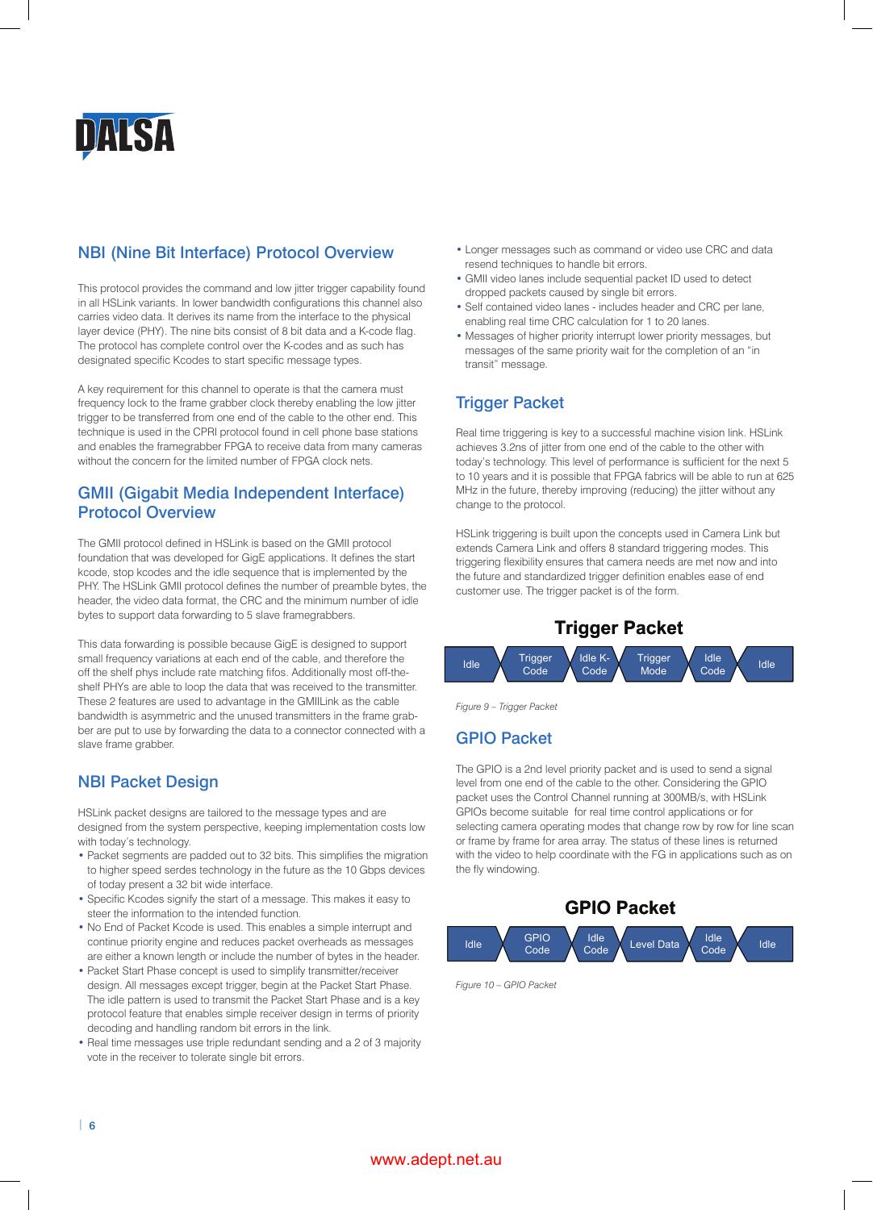## NBI (Nine Bit Interface) Protocol Overview

This protocol provides the command and low jitter trigger capability found in all HSLink variants. In lower bandwidth configurations this channel also carries video data. It derives its name from the interface to the physical layer device (PHY). The nine bits consist of 8 bit data and a K-code flag. The protocol has complete control over the K-codes and as such has designated specific Kcodes to start specific message types.

A key requirement for this channel to operate is that the camera must frequency lock to the frame grabber clock thereby enabling the low jitter trigger to be transferred from one end of the cable to the other end. This technique is used in the CPRI protocol found in cell phone base stations and enables the framegrabber FPGA to receive data from many cameras without the concern for the limited number of FPGA clock nets.

## GMII (Gigabit Media Independent Interface) Protocol Overview

The GMII protocol defined in HSLink is based on the GMII protocol foundation that was developed for GigE applications. It defines the start kcode, stop kcodes and the idle sequence that is implemented by the PHY. The HSLink GMII protocol defines the number of preamble bytes, the header, the video data format, the CRC and the minimum number of idle bytes to support data forwarding to 5 slave framegrabbers.

This data forwarding is possible because GigE is designed to support small frequency variations at each end of the cable, and therefore the off the shelf phys include rate matching fifos. Additionally most off-the-shelf PHYS are able to loop the data that was received to the transmitter. These 2 features are used to advantage in the GMIILink as the cable bandwidth is asymmetric and the unused transmitters in the frame grabber are put to use by forwarding the data to a connector connected with a slave frame grabber.

## NBI Packet Design

HSLink packet designs are tailored to the message types and are designed from the system perspective, keeping implementation costs low with today's technology.

- Packet segments are padded out to 32 bits. This simplifies the migration to higher speed serdes technology in the future as the 10 Gbps devices of today present a 32 bit wide interface.
- Specific Kcodes signify the start of a message. This makes it easy to steer the information to the intended function.
- No End of Packet Kcode is used. This enables a simple interrupt and continue priority engine and reduces packet overheads as messages are either a known length or include the number of bytes in the header.
- Packet Start Phase concept is used to simplify transmitter/receiver design. All messages except trigger, begin at the Packet Start Phase. The idle pattern is used to transmit the Packet Start Phase and is a key protocol feature that enables simple receiver design in terms of priority decoding and handling random bit errors in the link.
- Real time messages use triple redundant sending and a 2 of 3 majority vote in the receiver to tolerate single bit errors.
- Longer messages such as command or video use CRC and data resend techniques to handle bit errors.
- GMII video lanes include sequential packet ID used to detect dropped packets caused by single bit errors.
- Self contained video lanes - includes header and CRC per lane, enabling real time CRC calculation for 1 to 20 lanes.
- Messages of higher priority interrupt lower priority messages, but messages of the same priority wait for the completion of an “in transit” message.

## Trigger Packet

Real time triggering is key to a successful machine vision link. HSLink achieves 3.2ns of jitter from one end of the cable to the other with today's technology. This level of performance is sufficient for the next 5 to 10 years and it is possible that FPGA fabrics will be able to run at 625 MHz in the future, thereby improving (reducing) the jitter without any change to the protocol.

HSLink triggering is built upon the concepts used in Camera Link but extends Camera Link and offers 8 standard triggering modes. This triggering flexibility ensures that camera needs are met now and into the future and standardized trigger definition enables ease of end customer use. The trigger packet is of the form.

**Trigger Packet**

| Idle | Trigger Code | Idle K-Code | Trigger Mode | Idle Code | Idle |
|---|---|---|---|---|---|

*Figure 9 – Trigger Packet*

## GPIO Packet

The GPIO is a 2nd level priority packet and is used to send a signal level from one end of the cable to the other. Considering the GPIO packet uses the Control Channel running at 300MB/s, with HSLink GPIOs become suitable for real time control applications or for selecting camera operating modes that change row by row for line scan or frame by frame for area array. The status of these lines is returned with the video to help coordinate with the FG in applications such as on the fly windowing.

**GPIO Packet**

| Idle | GPIO Code | Idle Code | Level Data | Idle Code | Idle |
|---|---|---|---|---|---|

*Figure 10 – GPIO Packet*

www.adept.net.au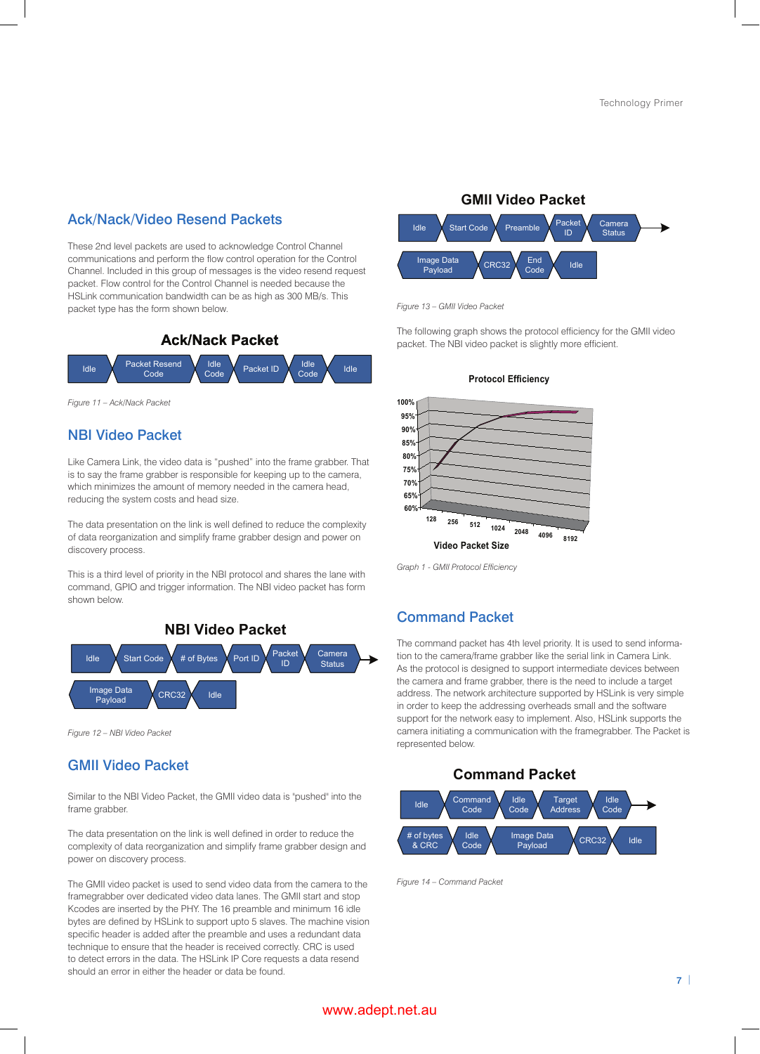## Ack/Nack/Video Resend Packets

These 2nd level packets are used to acknowledge Control Channel communications and perform the flow control operation for the Control Channel. Included in this group of messages is the video resend request packet. Flow control for the Control Channel is needed because the HSLink communication bandwidth can be as high as 300 MB/s. This packet type has the form shown below.

**Ack/Nack Packet**

| Idle | Packet Resend Code | Idle Code | Packet ID | Idle Code | Idle |
|---|---|---|---|---|---|

*Figure 11 – Ack/Nack Packet*

## NBI Video Packet

Like Camera Link, the video data is "pushed" into the frame grabber. That is to say the frame grabber is responsible for keeping up to the camera, which minimizes the amount of memory needed in the camera head, reducing the system costs and head size.

The data presentation on the link is well defined to reduce the complexity of data reorganization and simplify frame grabber design and power on discovery process.

This is a third level of priority in the NBI protocol and shares the lane with command, GPIO and trigger information. The NBI video packet has form shown below.

**NBI Video Packet**

| Idle | Start Code | # of Bytes | Port ID | Packet ID | Camera Status |
|---|---|---|---|---|---|
| Image Data Payload | CRC32 | Idle | | | |

*Figure 12 – NBI Video Packet*

## GMII Video Packet

Similar to the NBI Video Packet, the GMII video data is "pushed" into the frame grabber.

The data presentation on the link is well defined in order to reduce the complexity of data reorganization and simplify frame grabber design and power on discovery process.

The GMII video packet is used to send video data from the camera to the framegrabber over dedicated video data lanes. The GMII start and stop Kcodes are inserted by the PHY. The 16 preamble and minimum 16 idle bytes are defined by HSLink to support upto 5 slaves. The machine vision specific header is added after the preamble and uses a redundant data technique to ensure that the header is received correctly. CRC is used to detect errors in the data. The HSLink IP Core requests a data resend should an error in either the header or data be found.

**GMII Video Packet**

| Idle | Start Code | Preamble | Packet ID | Camera Status |
|---|---|---|---|---|
| Image Data Payload | CRC32 | End Code | Idle | |

*Figure 13 – GMII Video Packet*

The following graph shows the protocol efficiency for the GMII video packet. The NBI video packet is slightly more efficient.

**Protocol Efficiency**

| Video Packet Size | 128 | 256 | 512 | 1024 | 2048 | 4096 | 8192 |
|---|---|---|---|---|---|---|---|

(Y-axis: 60% – 100%)

*Graph 1 - GMII Protocol Efficiency*

## Command Packet

The command packet has 4th level priority. It is used to send information to the camera/frame grabber like the serial link in Camera Link. As the protocol is designed to support intermediate devices between the camera and frame grabber, there is the need to include a target address. The network architecture supported by HSLink is very simple in order to keep the addressing overheads small and the software support for the network easy to implement. Also, HSLink supports the camera initiating a communication with the framegrabber. The Packet is represented below.

**Command Packet**

| Idle | Command Code | Idle Code | Target Address | Idle Code |
|---|---|---|---|---|
| # of bytes & CRC | Idle Code | Image Data Payload | CRC32 | Idle |

*Figure 14 – Command Packet*

www.adept.net.au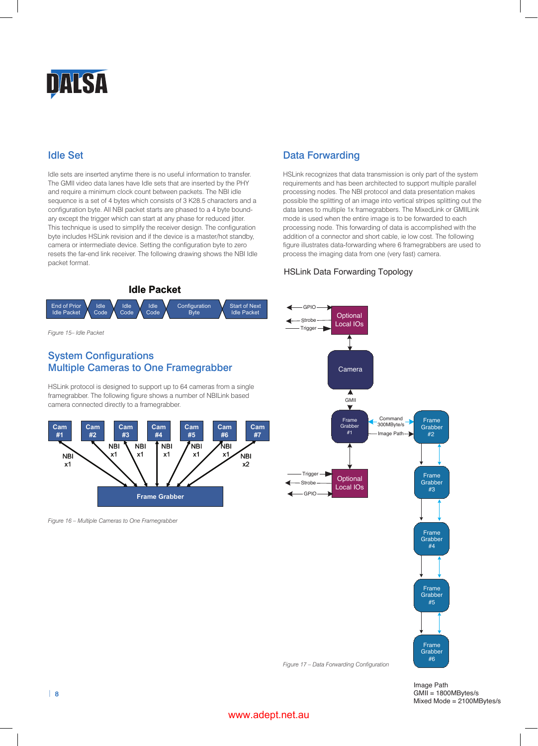## Idle Set

Idle sets are inserted anytime there is no useful information to transfer. The GMII video data lanes have Idle sets that are inserted by the PHY and require a minimum clock count between packets. The NBI idle sequence is a set of 4 bytes which consists of 3 K28.5 characters and a configuration byte. All NBI packet starts are phased to a 4 byte boundary except the trigger which can start at any phase for reduced jitter. This technique is used to simplify the receiver design. The configuration byte includes HSLink revision and if the device is a master/hot standby, camera or intermediate device. Setting the configuration byte to zero resets the far-end link receiver. The following drawing shows the NBI Idle packet format.

**Idle Packet**

| End of Prior Idle Packet | Idle Code | Idle Code | Idle Code | Configuration Byte | Start of Next Idle Packet |
|---|---|---|---|---|---|

*Figure 15– Idle Packet*

## System Configurations
## Multiple Cameras to One Framegrabber

HSLink protocol is designed to support up to 64 cameras from a single framegrabber. The following figure shows a number of NBILink based camera connected directly to a framegrabber.

Cam #1, Cam #2, Cam #3, Cam #4, Cam #5, Cam #6, Cam #7 — NBI x1, NBI x1, NBI x1, NBI x1, NBI x1, NBI x1, NBI x2 — Frame Grabber

*Figure 16 – Multiple Cameras to One Framegrabber*

## Data Forwarding

HSLink recognizes that data transmission is only part of the system requirements and has been architected to support multiple parallel processing nodes. The NBI protocol and data presentation makes possible the splitting of an image into vertical stripes splitting out the data lanes to multiple 1x framegrabbers. The MixedLink or GMIILink mode is used when the entire image is to be forwarded to each processing node. This forwarding of data is accomplished with the addition of a connector and short cable, ie low cost. The following figure illustrates data-forwarding where 6 framegrabbers are used to process the imaging data from one (very fast) camera.

HSLink Data Forwarding Topology

GPIO, Strobe, Trigger — Optional Local IOs — Camera — GMII — Frame Grabber #1 — Command 300MByte/s, Image Path — Frame Grabber #2 — Frame Grabber #3 — Frame Grabber #4 — Frame Grabber #5 — Frame Grabber #6; Frame Grabber #1 — Optional Local IOs — Trigger, Strobe, GPIO

Image Path
GMII = 1800MBytes/s
Mixed Mode = 2100MBytes/s

*Figure 17 – Data Forwarding Configuration*

www.adept.net.au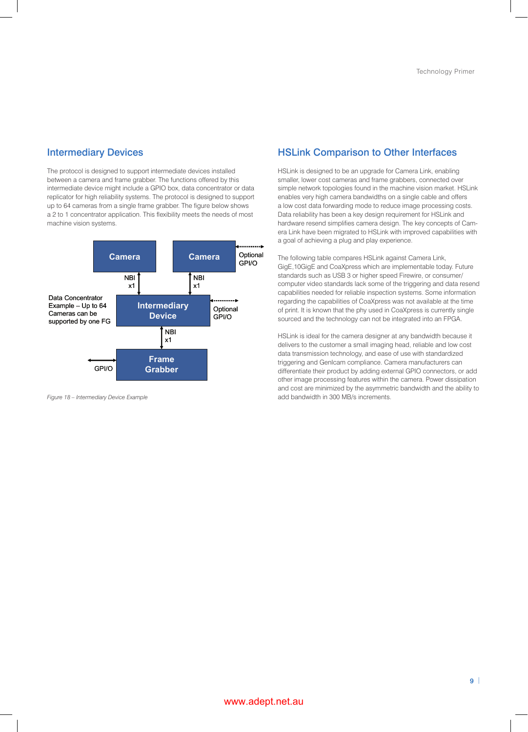## Intermediary Devices

The protocol is designed to support intermediate devices installed between a camera and frame grabber. The functions offered by this intermediate device might include a GPIO box, data concentrator or data replicator for high reliability systems. The protocol is designed to support up to 64 cameras from a single frame grabber. The figure below shows a 2 to 1 concentrator application. This flexibility meets the needs of most machine vision systems.

Camera | Camera | Optional GPI/O | NBI x1 | NBI x1 | Data Concentrator Example – Up to 64 Cameras can be supported by one FG | Intermediary Device | Optional GPI/O | NBI x1 | GPI/O | Frame Grabber

*Figure 18 – Intermediary Device Example*

## HSLink Comparison to Other Interfaces

HSLink is designed to be an upgrade for Camera Link, enabling smaller, lower cost cameras and frame grabbers, connected over simple network topologies found in the machine vision market. HSLink enables very high camera bandwidths on a single cable and offers a low cost data forwarding mode to reduce image processing costs. Data reliability has been a key design requirement for HSLink and hardware resend simplifies camera design. The key concepts of Camera Link have been migrated to HSLink with improved capabilities with a goal of achieving a plug and play experience.

The following table compares HSLink against Camera Link, GigE,10GigE and CoaXpress which are implementable today. Future standards such as USB 3 or higher speed Firewire, or consumer/computer video standards lack some of the triggering and data resend capabilities needed for reliable inspection systems. Some information regarding the capabilities of CoaXpress was not available at the time of print. It is known that the phy used in CoaXpress is currently single sourced and the technology can not be integrated into an FPGA.

HSLink is ideal for the camera designer at any bandwidth because it delivers to the customer a small imaging head, reliable and low cost data transmission technology, and ease of use with standardized triggering and GenIcam compliance. Camera manufacturers can differentiate their product by adding external GPIO connectors, or add other image processing features within the camera. Power dissipation and cost are minimized by the asymmetric bandwidth and the ability to add bandwidth in 300 MB/s increments.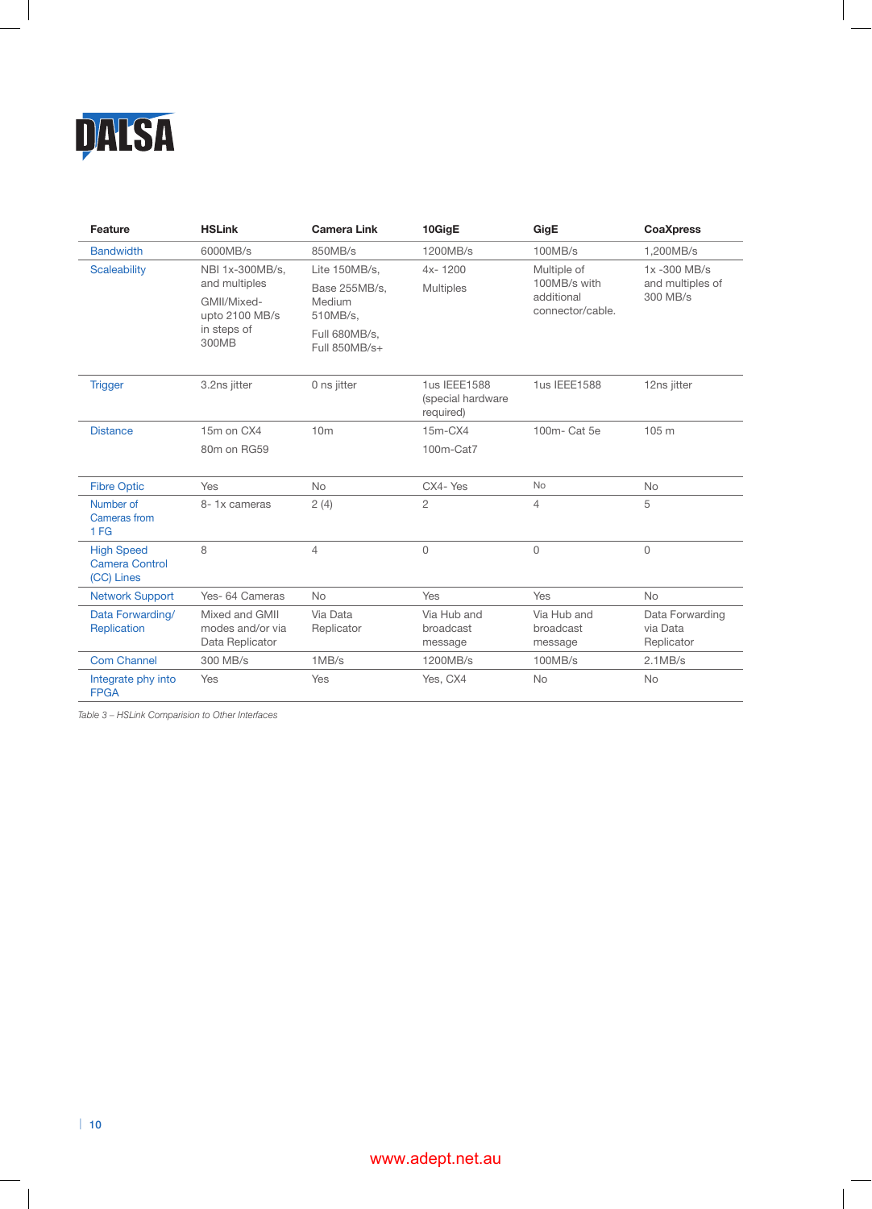| Feature | HSLink | Camera Link | 10GigE | GigE | CoaXpress |
|---|---|---|---|---|---|
| Bandwidth | 6000MB/s | 850MB/s | 1200MB/s | 100MB/s | 1,200MB/s |
| Scaleability | NBI 1x-300MB/s, and multiples<br>GMII/Mixed- upto 2100 MB/s in steps of 300MB | Lite 150MB/s,<br>Base 255MB/s, Medium 510MB/s,<br>Full 680MB/s, Full 850MB/s+ | 4x- 1200<br>Multiples | Multiple of 100MB/s with additional connector/cable. | 1x -300 MB/s and multiples of 300 MB/s |
| Trigger | 3.2ns jitter | 0 ns jitter | 1us IEEE1588 (special hardware required) | 1us IEEE1588 | 12ns jitter |
| Distance | 15m on CX4<br>80m on RG59 | 10m | 15m-CX4<br>100m-Cat7 | 100m- Cat 5e | 105 m |
| Fibre Optic | Yes | No | CX4- Yes | No | No |
| Number of Cameras from 1 FG | 8- 1x cameras | 2 (4) | 2 | 4 | 5 |
| High Speed Camera Control (CC) Lines | 8 | 4 | 0 | 0 | 0 |
| Network Support | Yes- 64 Cameras | No | Yes | Yes | No |
| Data Forwarding/ Replication | Mixed and GMII modes and/or via Data Replicator | Via Data Replicator | Via Hub and broadcast message | Via Hub and broadcast message | Data Forwarding via Data Replicator |
| Com Channel | 300 MB/s | 1MB/s | 1200MB/s | 100MB/s | 2.1MB/s |
| Integrate phy into FPGA | Yes | Yes | Yes, CX4 | No | No |

*Table 3 – HSLink Comparision to Other Interfaces*

www.adept.net.au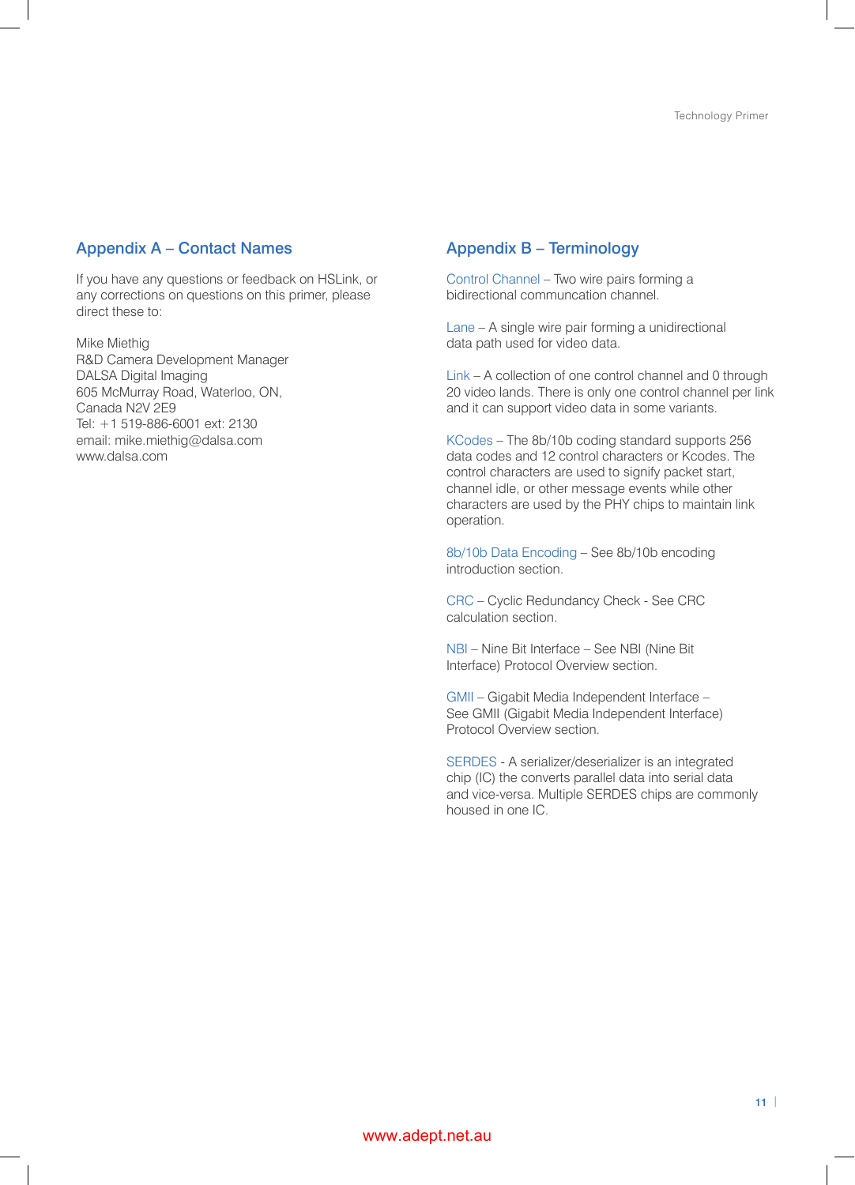## Appendix A – Contact Names

If you have any questions or feedback on HSLink, or any corrections on questions on this primer, please direct these to:

Mike Miethig
R&D Camera Development Manager
DALSA Digital Imaging
605 McMurray Road, Waterloo, ON,
Canada N2V 2E9
Tel: +1 519-886-6001 ext: 2130
email: mike.miethig@dalsa.com
www.dalsa.com

## Appendix B – Terminology

Control Channel – Two wire pairs forming a bidirectional communcation channel.

Lane – A single wire pair forming a unidirectional data path used for video data.

Link – A collection of one control channel and 0 through 20 video lands. There is only one control channel per link and it can support video data in some variants.

KCodes – The 8b/10b coding standard supports 256 data codes and 12 control characters or Kcodes. The control characters are used to signify packet start, channel idle, or other message events while other characters are used by the PHY chips to maintain link operation.

8b/10b Data Encoding – See 8b/10b encoding introduction section.

CRC – Cyclic Redundancy Check - See CRC calculation section.

NBI – Nine Bit Interface – See NBI (Nine Bit Interface) Protocol Overview section.

GMII – Gigabit Media Independent Interface – See GMII (Gigabit Media Independent Interface) Protocol Overview section.

SERDES - A serializer/deserializer is an integrated chip (IC) the converts parallel data into serial data and vice-versa. Multiple SERDES chips are commonly housed in one IC.

www.adept.net.au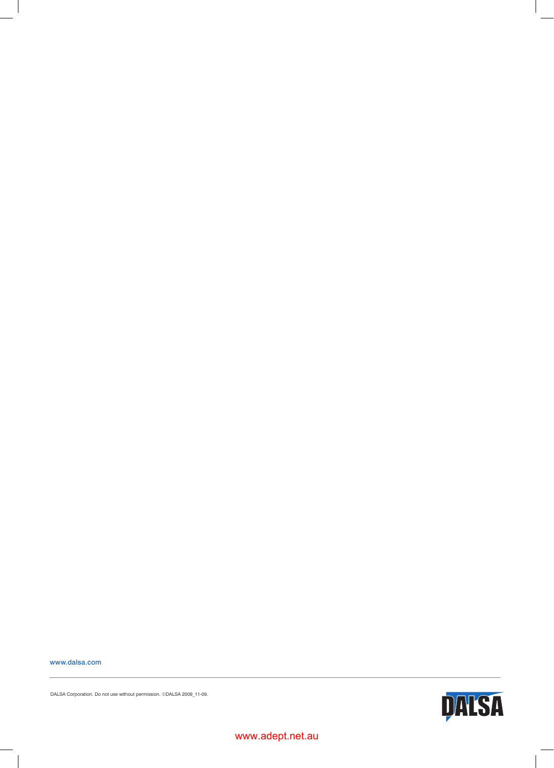www.dalsa.com

DALSA Corporation. Do not use without permission. ©DALSA 2009_11-09.

DALSA

www.adept.net.au